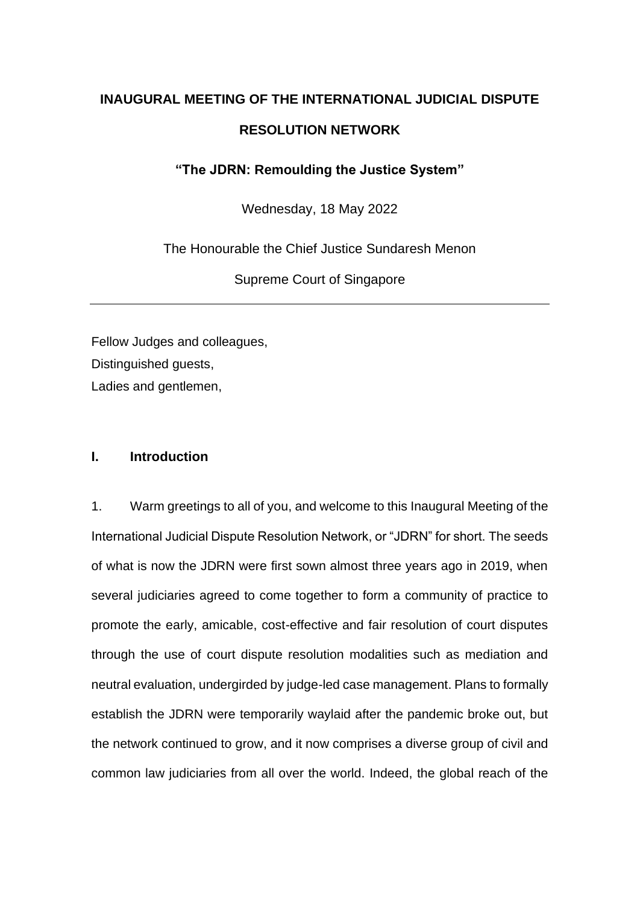# INAUGURAL MEETING OF THE INTERNATIONAL JUDICIAL DISPUTE RESOLUTION NETWORK

**"The JDRN: Remoulding the Justice System"**

Wednesday, 18 May 2022

The Honourable the Chief Justice Sundaresh Menon

Supreme Court of Singapore

---

Fellow Judges and colleagues,
Distinguished guests,
Ladies and gentlemen,

## I. Introduction

1. Warm greetings to all of you, and welcome to this Inaugural Meeting of the International Judicial Dispute Resolution Network, or "JDRN" for short. The seeds of what is now the JDRN were first sown almost three years ago in 2019, when several judiciaries agreed to come together to form a community of practice to promote the early, amicable, cost-effective and fair resolution of court disputes through the use of court dispute resolution modalities such as mediation and neutral evaluation, undergirded by judge-led case management. Plans to formally establish the JDRN were temporarily waylaid after the pandemic broke out, but the network continued to grow, and it now comprises a diverse group of civil and common law judiciaries from all over the world. Indeed, the global reach of the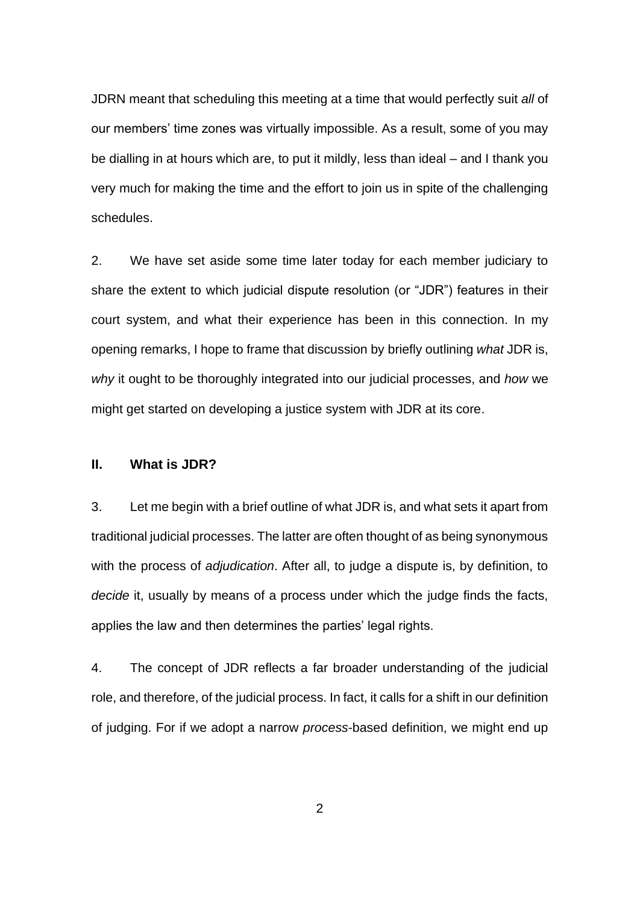JDRN meant that scheduling this meeting at a time that would perfectly suit *all* of our members' time zones was virtually impossible. As a result, some of you may be dialling in at hours which are, to put it mildly, less than ideal – and I thank you very much for making the time and the effort to join us in spite of the challenging schedules.

2. We have set aside some time later today for each member judiciary to share the extent to which judicial dispute resolution (or "JDR") features in their court system, and what their experience has been in this connection. In my opening remarks, I hope to frame that discussion by briefly outlining *what* JDR is, *why* it ought to be thoroughly integrated into our judicial processes, and *how* we might get started on developing a justice system with JDR at its core.

## II. What is JDR?

3. Let me begin with a brief outline of what JDR is, and what sets it apart from traditional judicial processes. The latter are often thought of as being synonymous with the process of *adjudication*. After all, to judge a dispute is, by definition, to *decide* it, usually by means of a process under which the judge finds the facts, applies the law and then determines the parties' legal rights.

4. The concept of JDR reflects a far broader understanding of the judicial role, and therefore, of the judicial process. In fact, it calls for a shift in our definition of judging. For if we adopt a narrow *process*-based definition, we might end up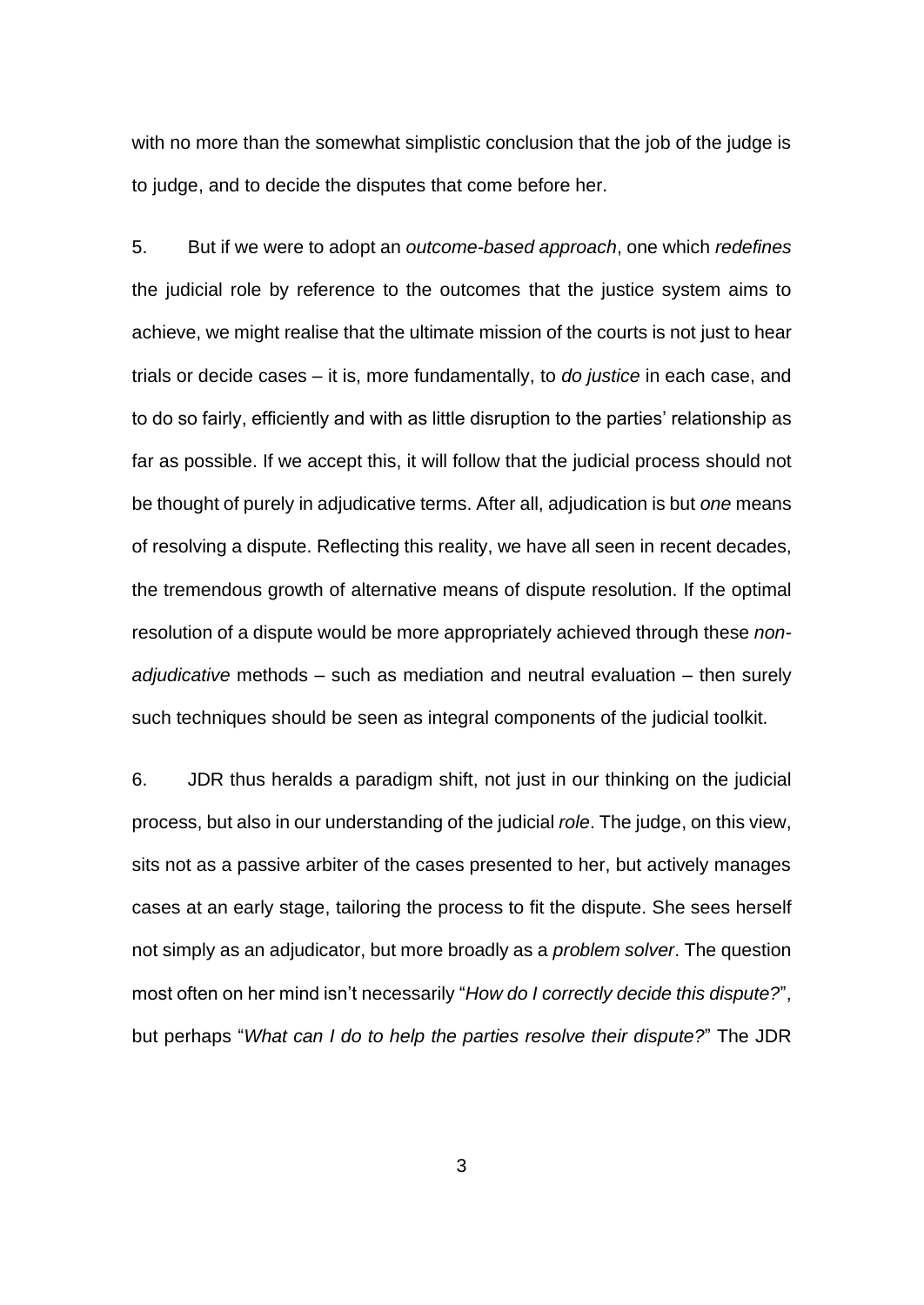with no more than the somewhat simplistic conclusion that the job of the judge is to judge, and to decide the disputes that come before her.

5. But if we were to adopt an *outcome-based approach*, one which *redefines* the judicial role by reference to the outcomes that the justice system aims to achieve, we might realise that the ultimate mission of the courts is not just to hear trials or decide cases – it is, more fundamentally, to *do justice* in each case, and to do so fairly, efficiently and with as little disruption to the parties' relationship as far as possible. If we accept this, it will follow that the judicial process should not be thought of purely in adjudicative terms. After all, adjudication is but *one* means of resolving a dispute. Reflecting this reality, we have all seen in recent decades, the tremendous growth of alternative means of dispute resolution. If the optimal resolution of a dispute would be more appropriately achieved through these *non-adjudicative* methods – such as mediation and neutral evaluation – then surely such techniques should be seen as integral components of the judicial toolkit.

6. JDR thus heralds a paradigm shift, not just in our thinking on the judicial process, but also in our understanding of the judicial *role*. The judge, on this view, sits not as a passive arbiter of the cases presented to her, but actively manages cases at an early stage, tailoring the process to fit the dispute. She sees herself not simply as an adjudicator, but more broadly as a *problem solver*. The question most often on her mind isn't necessarily "*How do I correctly decide this dispute?*", but perhaps "*What can I do to help the parties resolve their dispute?*" The JDR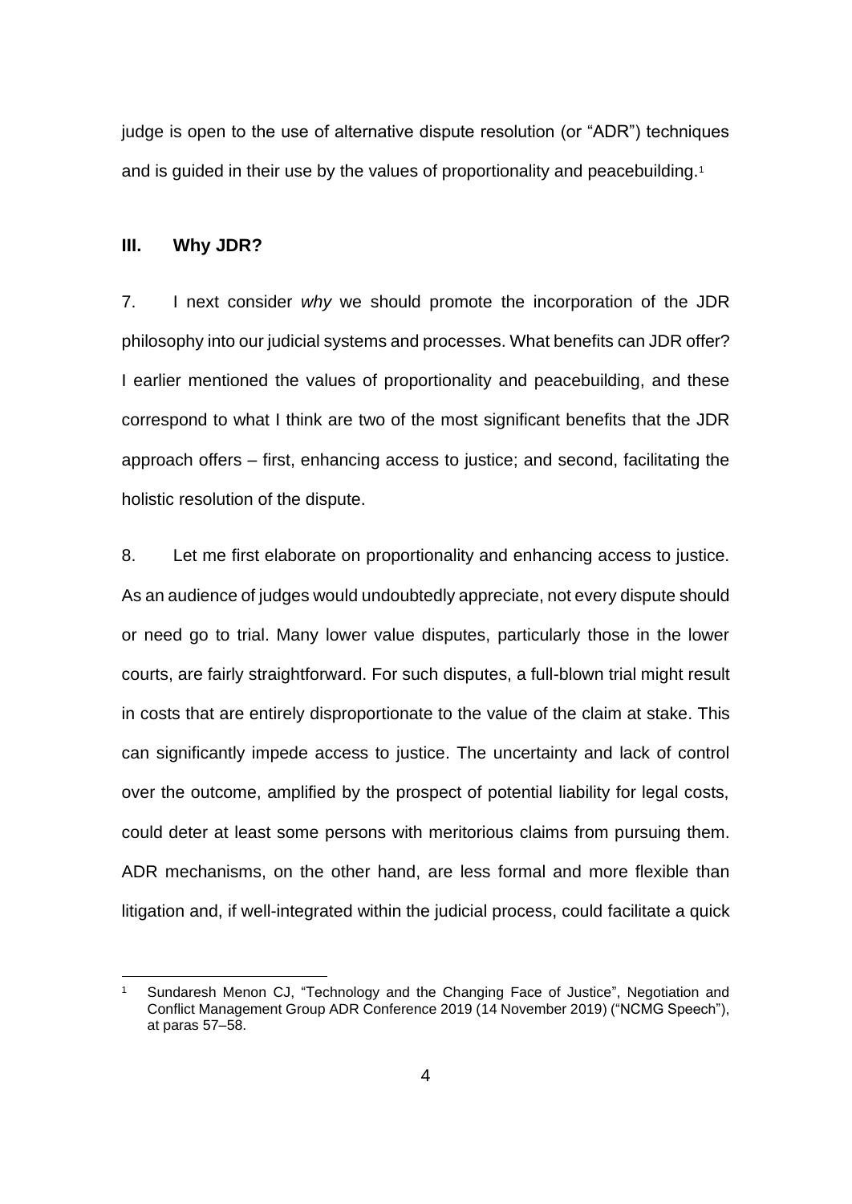judge is open to the use of alternative dispute resolution (or "ADR") techniques and is guided in their use by the values of proportionality and peacebuilding.[1]

## III. Why JDR?

7. I next consider *why* we should promote the incorporation of the JDR philosophy into our judicial systems and processes. What benefits can JDR offer? I earlier mentioned the values of proportionality and peacebuilding, and these correspond to what I think are two of the most significant benefits that the JDR approach offers – first, enhancing access to justice; and second, facilitating the holistic resolution of the dispute.

8. Let me first elaborate on proportionality and enhancing access to justice. As an audience of judges would undoubtedly appreciate, not every dispute should or need go to trial. Many lower value disputes, particularly those in the lower courts, are fairly straightforward. For such disputes, a full-blown trial might result in costs that are entirely disproportionate to the value of the claim at stake. This can significantly impede access to justice. The uncertainty and lack of control over the outcome, amplified by the prospect of potential liability for legal costs, could deter at least some persons with meritorious claims from pursuing them. ADR mechanisms, on the other hand, are less formal and more flexible than litigation and, if well-integrated within the judicial process, could facilitate a quick

---

[1] Sundaresh Menon CJ, "Technology and the Changing Face of Justice", Negotiation and Conflict Management Group ADR Conference 2019 (14 November 2019) ("NCMG Speech"), at paras 57–58.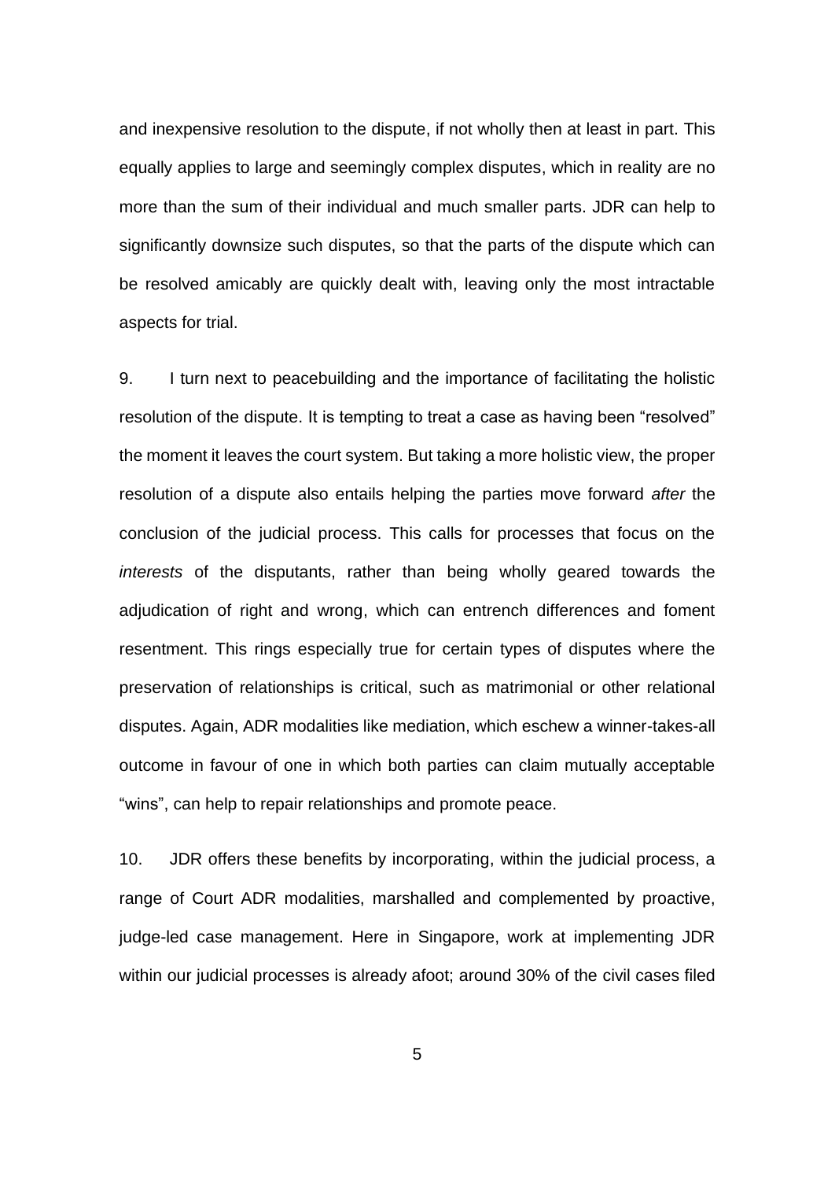and inexpensive resolution to the dispute, if not wholly then at least in part. This equally applies to large and seemingly complex disputes, which in reality are no more than the sum of their individual and much smaller parts. JDR can help to significantly downsize such disputes, so that the parts of the dispute which can be resolved amicably are quickly dealt with, leaving only the most intractable aspects for trial.

9. I turn next to peacebuilding and the importance of facilitating the holistic resolution of the dispute. It is tempting to treat a case as having been "resolved" the moment it leaves the court system. But taking a more holistic view, the proper resolution of a dispute also entails helping the parties move forward *after* the conclusion of the judicial process. This calls for processes that focus on the *interests* of the disputants, rather than being wholly geared towards the adjudication of right and wrong, which can entrench differences and foment resentment. This rings especially true for certain types of disputes where the preservation of relationships is critical, such as matrimonial or other relational disputes. Again, ADR modalities like mediation, which eschew a winner-takes-all outcome in favour of one in which both parties can claim mutually acceptable "wins", can help to repair relationships and promote peace.

10. JDR offers these benefits by incorporating, within the judicial process, a range of Court ADR modalities, marshalled and complemented by proactive, judge-led case management. Here in Singapore, work at implementing JDR within our judicial processes is already afoot; around 30% of the civil cases filed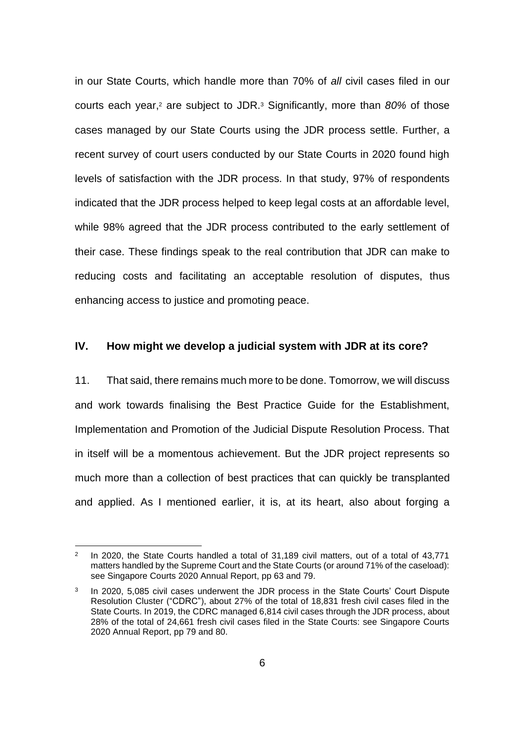in our State Courts, which handle more than 70% of *all* civil cases filed in our courts each year,[2] are subject to JDR.[3] Significantly, more than *80%* of those cases managed by our State Courts using the JDR process settle. Further, a recent survey of court users conducted by our State Courts in 2020 found high levels of satisfaction with the JDR process. In that study, 97% of respondents indicated that the JDR process helped to keep legal costs at an affordable level, while 98% agreed that the JDR process contributed to the early settlement of their case. These findings speak to the real contribution that JDR can make to reducing costs and facilitating an acceptable resolution of disputes, thus enhancing access to justice and promoting peace.

## IV. How might we develop a judicial system with JDR at its core?

11. That said, there remains much more to be done. Tomorrow, we will discuss and work towards finalising the Best Practice Guide for the Establishment, Implementation and Promotion of the Judicial Dispute Resolution Process. That in itself will be a momentous achievement. But the JDR project represents so much more than a collection of best practices that can quickly be transplanted and applied. As I mentioned earlier, it is, at its heart, also about forging a

---

[2] In 2020, the State Courts handled a total of 31,189 civil matters, out of a total of 43,771 matters handled by the Supreme Court and the State Courts (or around 71% of the caseload): see Singapore Courts 2020 Annual Report, pp 63 and 79.

[3] In 2020, 5,085 civil cases underwent the JDR process in the State Courts' Court Dispute Resolution Cluster ("CDRC"), about 27% of the total of 18,831 fresh civil cases filed in the State Courts. In 2019, the CDRC managed 6,814 civil cases through the JDR process, about 28% of the total of 24,661 fresh civil cases filed in the State Courts: see Singapore Courts 2020 Annual Report, pp 79 and 80.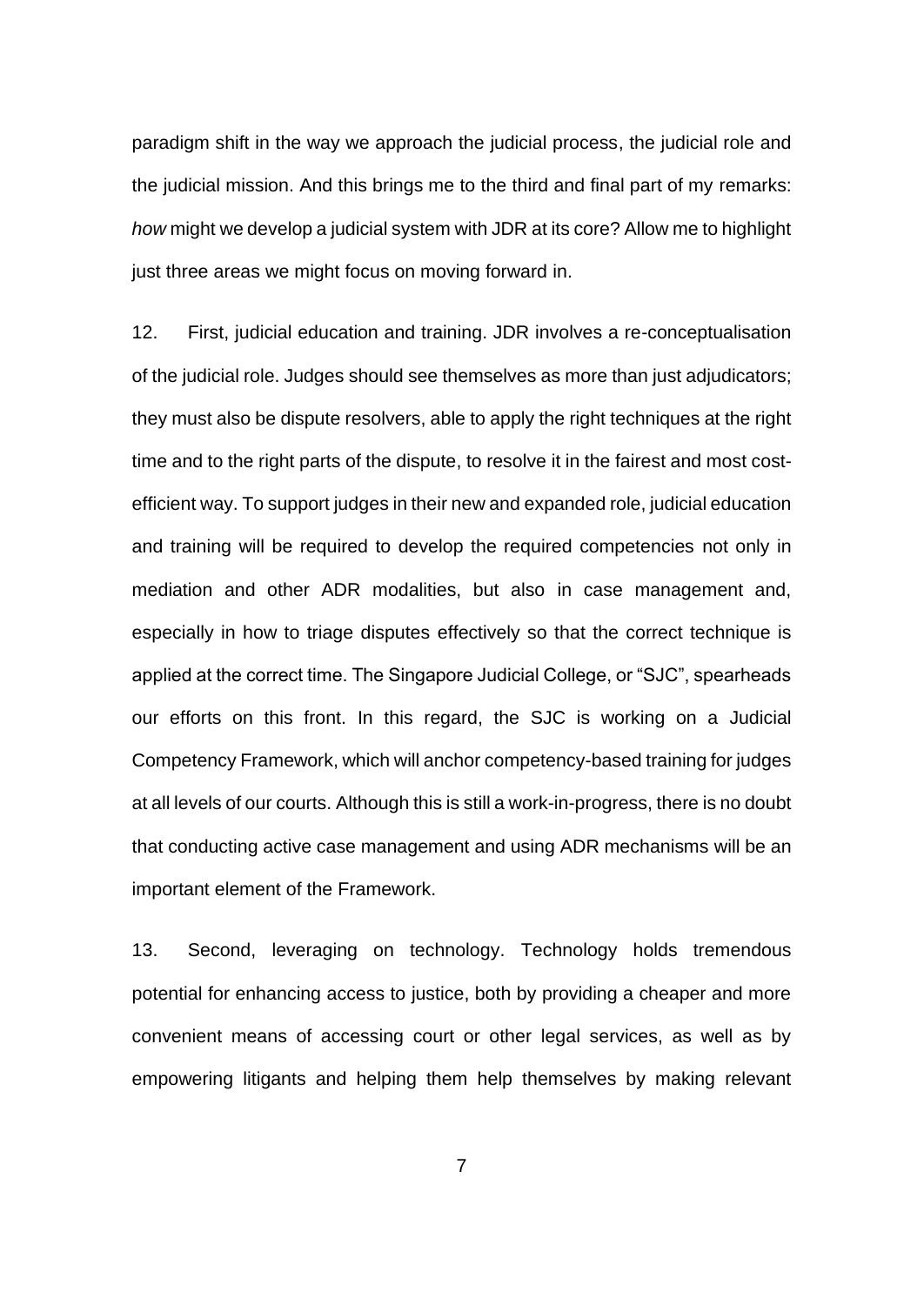paradigm shift in the way we approach the judicial process, the judicial role and the judicial mission. And this brings me to the third and final part of my remarks: *how* might we develop a judicial system with JDR at its core? Allow me to highlight just three areas we might focus on moving forward in.

12. First, judicial education and training. JDR involves a re-conceptualisation of the judicial role. Judges should see themselves as more than just adjudicators; they must also be dispute resolvers, able to apply the right techniques at the right time and to the right parts of the dispute, to resolve it in the fairest and most cost-efficient way. To support judges in their new and expanded role, judicial education and training will be required to develop the required competencies not only in mediation and other ADR modalities, but also in case management and, especially in how to triage disputes effectively so that the correct technique is applied at the correct time. The Singapore Judicial College, or "SJC", spearheads our efforts on this front. In this regard, the SJC is working on a Judicial Competency Framework, which will anchor competency-based training for judges at all levels of our courts. Although this is still a work-in-progress, there is no doubt that conducting active case management and using ADR mechanisms will be an important element of the Framework.

13. Second, leveraging on technology. Technology holds tremendous potential for enhancing access to justice, both by providing a cheaper and more convenient means of accessing court or other legal services, as well as by empowering litigants and helping them help themselves by making relevant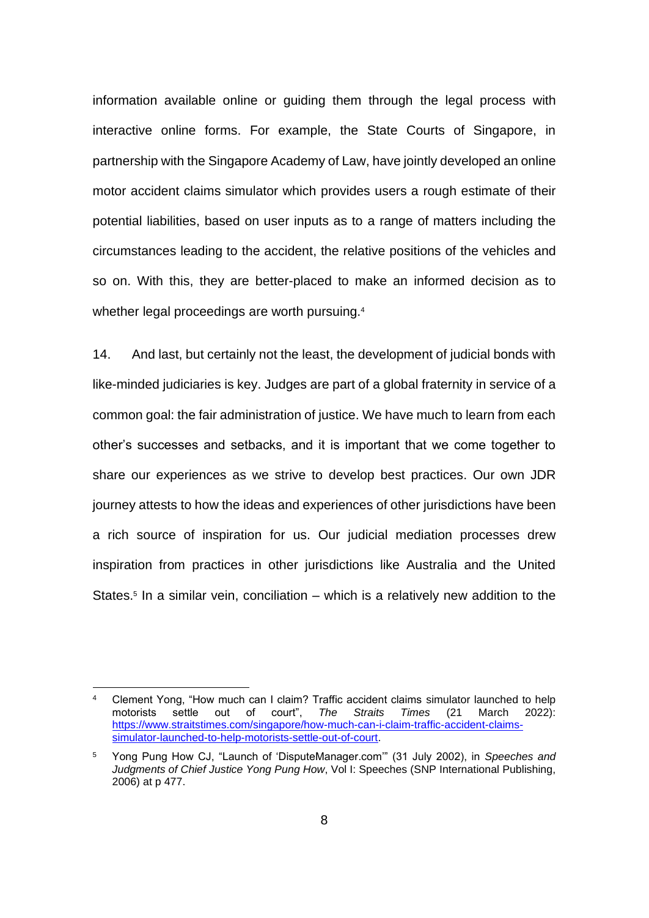information available online or guiding them through the legal process with interactive online forms. For example, the State Courts of Singapore, in partnership with the Singapore Academy of Law, have jointly developed an online motor accident claims simulator which provides users a rough estimate of their potential liabilities, based on user inputs as to a range of matters including the circumstances leading to the accident, the relative positions of the vehicles and so on. With this, they are better-placed to make an informed decision as to whether legal proceedings are worth pursuing.[4]

14. And last, but certainly not the least, the development of judicial bonds with like-minded judiciaries is key. Judges are part of a global fraternity in service of a common goal: the fair administration of justice. We have much to learn from each other's successes and setbacks, and it is important that we come together to share our experiences as we strive to develop best practices. Our own JDR journey attests to how the ideas and experiences of other jurisdictions have been a rich source of inspiration for us. Our judicial mediation processes drew inspiration from practices in other jurisdictions like Australia and the United States.[5] In a similar vein, conciliation – which is a relatively new addition to the

---

[4] Clement Yong, "How much can I claim? Traffic accident claims simulator launched to help motorists settle out of court", *The Straits Times* (21 March 2022): https://www.straitstimes.com/singapore/how-much-can-i-claim-traffic-accident-claims-simulator-launched-to-help-motorists-settle-out-of-court.

[5] Yong Pung How CJ, "Launch of 'DisputeManager.com'" (31 July 2002), in *Speeches and Judgments of Chief Justice Yong Pung How*, Vol I: Speeches (SNP International Publishing, 2006) at p 477.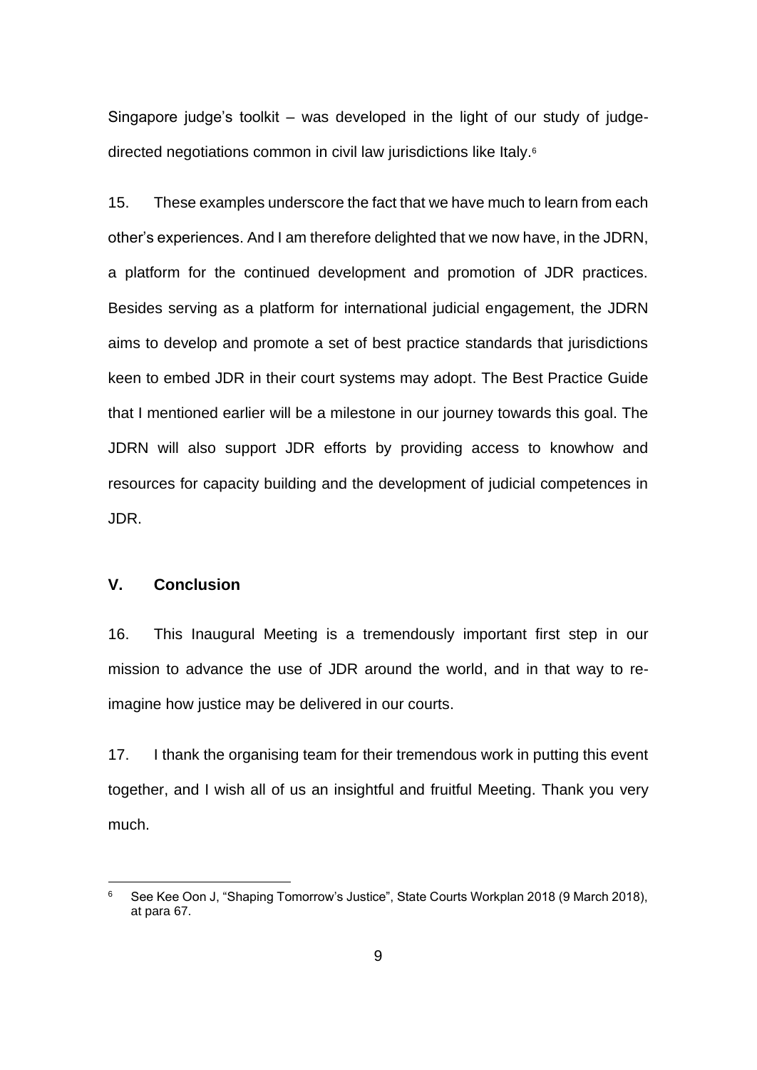Singapore judge's toolkit – was developed in the light of our study of judge-directed negotiations common in civil law jurisdictions like Italy.[6]

15. These examples underscore the fact that we have much to learn from each other's experiences. And I am therefore delighted that we now have, in the JDRN, a platform for the continued development and promotion of JDR practices. Besides serving as a platform for international judicial engagement, the JDRN aims to develop and promote a set of best practice standards that jurisdictions keen to embed JDR in their court systems may adopt. The Best Practice Guide that I mentioned earlier will be a milestone in our journey towards this goal. The JDRN will also support JDR efforts by providing access to knowhow and resources for capacity building and the development of judicial competences in JDR.

## V. Conclusion

16. This Inaugural Meeting is a tremendously important first step in our mission to advance the use of JDR around the world, and in that way to re-imagine how justice may be delivered in our courts.

17. I thank the organising team for their tremendous work in putting this event together, and I wish all of us an insightful and fruitful Meeting. Thank you very much.

---

[6] See Kee Oon J, "Shaping Tomorrow's Justice", State Courts Workplan 2018 (9 March 2018), at para 67.